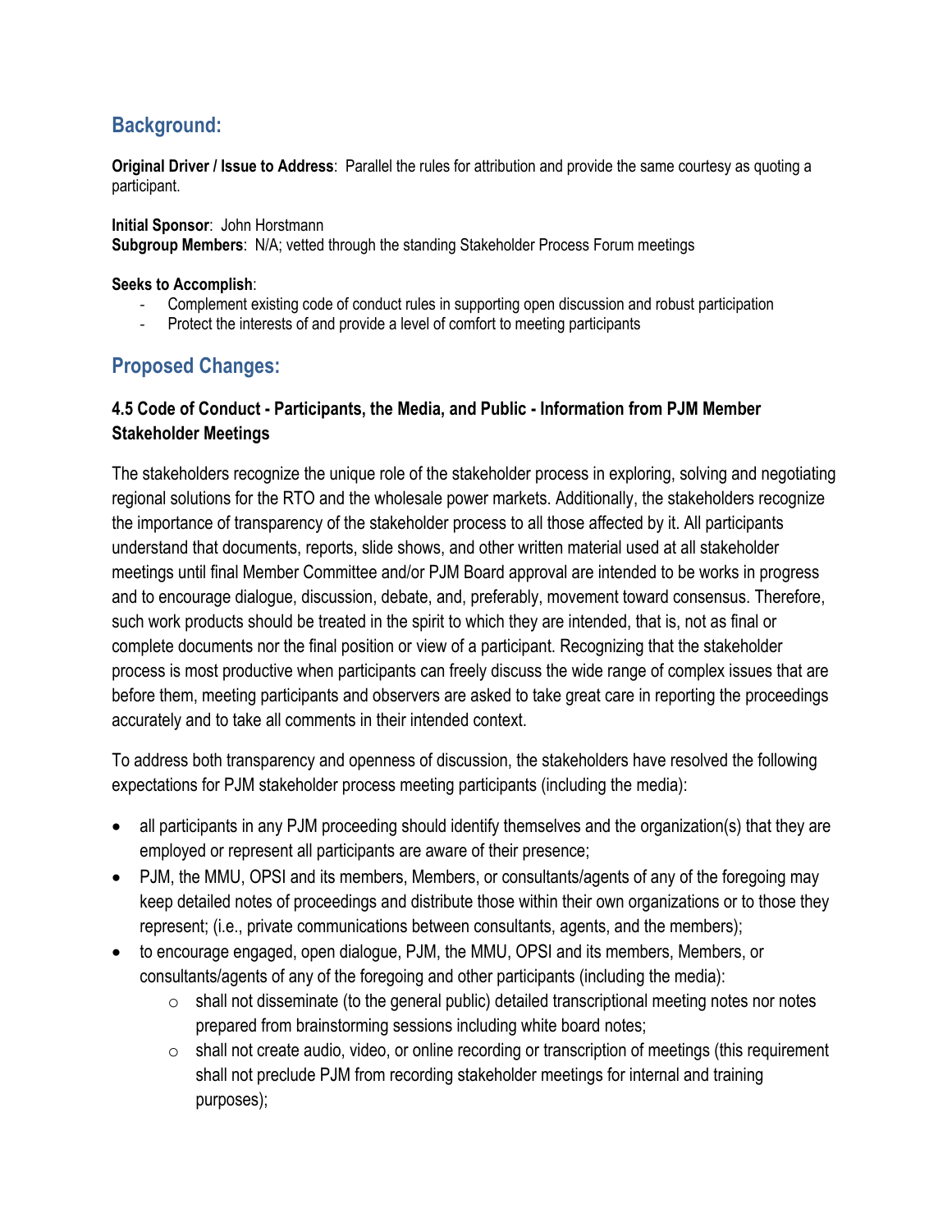## Background:

**Original Driver / Issue to Address**: Parallel the rules for attribution and provide the same courtesy as quoting a participant.

**Initial Sponsor**: John Horstmann
**Subgroup Members**: N/A; vetted through the standing Stakeholder Process Forum meetings

**Seeks to Accomplish**:

- Complement existing code of conduct rules in supporting open discussion and robust participation
- Protect the interests of and provide a level of comfort to meeting participants

## Proposed Changes:

### 4.5 Code of Conduct - Participants, the Media, and Public - Information from PJM Member Stakeholder Meetings

The stakeholders recognize the unique role of the stakeholder process in exploring, solving and negotiating regional solutions for the RTO and the wholesale power markets. Additionally, the stakeholders recognize the importance of transparency of the stakeholder process to all those affected by it. All participants understand that documents, reports, slide shows, and other written material used at all stakeholder meetings until final Member Committee and/or PJM Board approval are intended to be works in progress and to encourage dialogue, discussion, debate, and, preferably, movement toward consensus. Therefore, such work products should be treated in the spirit to which they are intended, that is, not as final or complete documents nor the final position or view of a participant. Recognizing that the stakeholder process is most productive when participants can freely discuss the wide range of complex issues that are before them, meeting participants and observers are asked to take great care in reporting the proceedings accurately and to take all comments in their intended context.

To address both transparency and openness of discussion, the stakeholders have resolved the following expectations for PJM stakeholder process meeting participants (including the media):

- all participants in any PJM proceeding should identify themselves and the organization(s) that they are employed or represent all participants are aware of their presence;
- PJM, the MMU, OPSI and its members, Members, or consultants/agents of any of the foregoing may keep detailed notes of proceedings and distribute those within their own organizations or to those they represent; (i.e., private communications between consultants, agents, and the members);
- to encourage engaged, open dialogue, PJM, the MMU, OPSI and its members, Members, or consultants/agents of any of the foregoing and other participants (including the media):
    - shall not disseminate (to the general public) detailed transcriptional meeting notes nor notes prepared from brainstorming sessions including white board notes;
    - shall not create audio, video, or online recording or transcription of meetings (this requirement shall not preclude PJM from recording stakeholder meetings for internal and training purposes);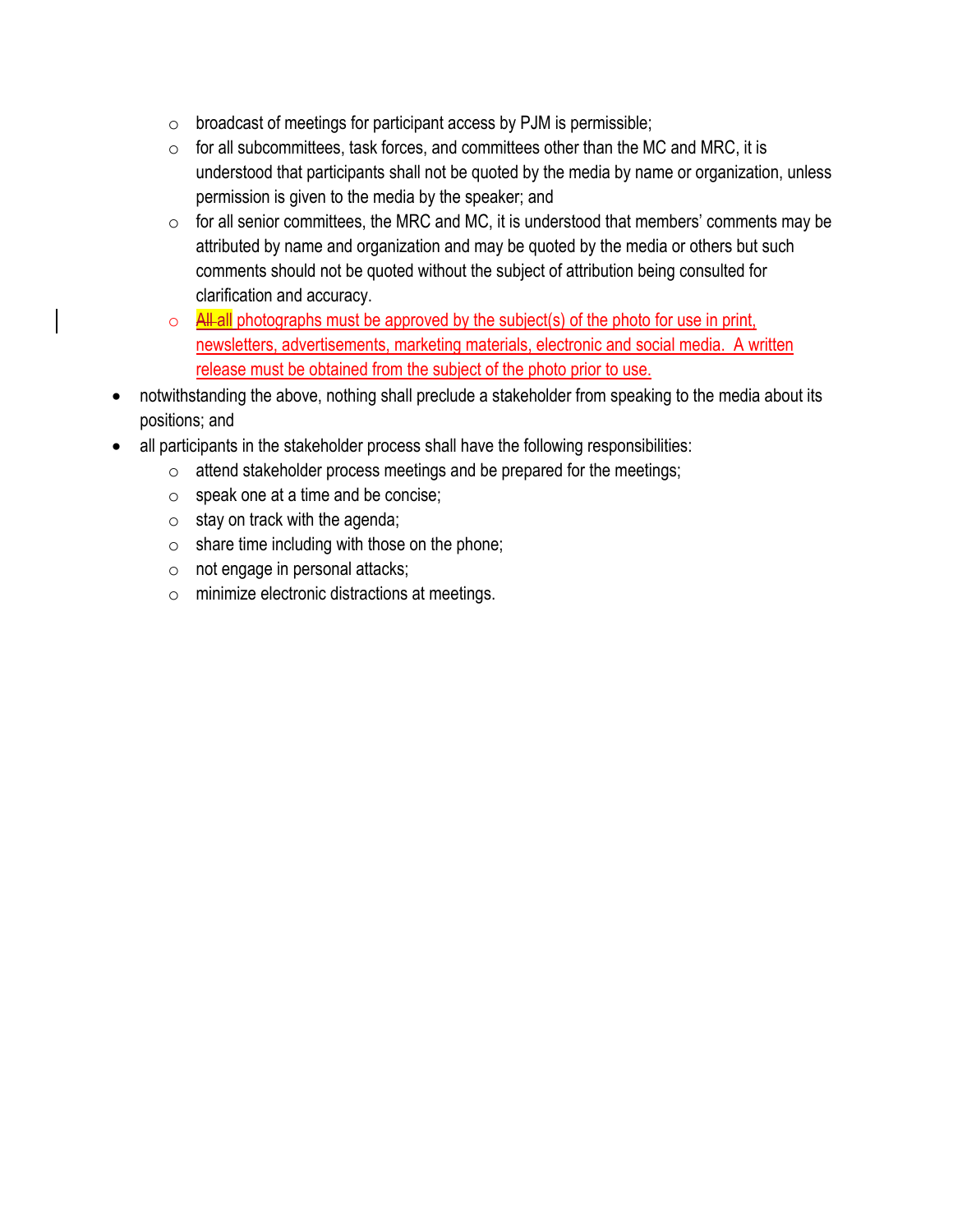- broadcast of meetings for participant access by PJM is permissible;
  - for all subcommittees, task forces, and committees other than the MC and MRC, it is understood that participants shall not be quoted by the media by name or organization, unless permission is given to the media by the speaker; and
  - for all senior committees, the MRC and MC, it is understood that members' comments may be attributed by name and organization and may be quoted by the media or others but such comments should not be quoted without the subject of attribution being consulted for clarification and accuracy.
  - ~~All~~ all photographs must be approved by the subject(s) of the photo for use in print, newsletters, advertisements, marketing materials, electronic and social media. A written release must be obtained from the subject of the photo prior to use.
- notwithstanding the above, nothing shall preclude a stakeholder from speaking to the media about its positions; and
- all participants in the stakeholder process shall have the following responsibilities:
  - attend stakeholder process meetings and be prepared for the meetings;
  - speak one at a time and be concise;
  - stay on track with the agenda;
  - share time including with those on the phone;
  - not engage in personal attacks;
  - minimize electronic distractions at meetings.